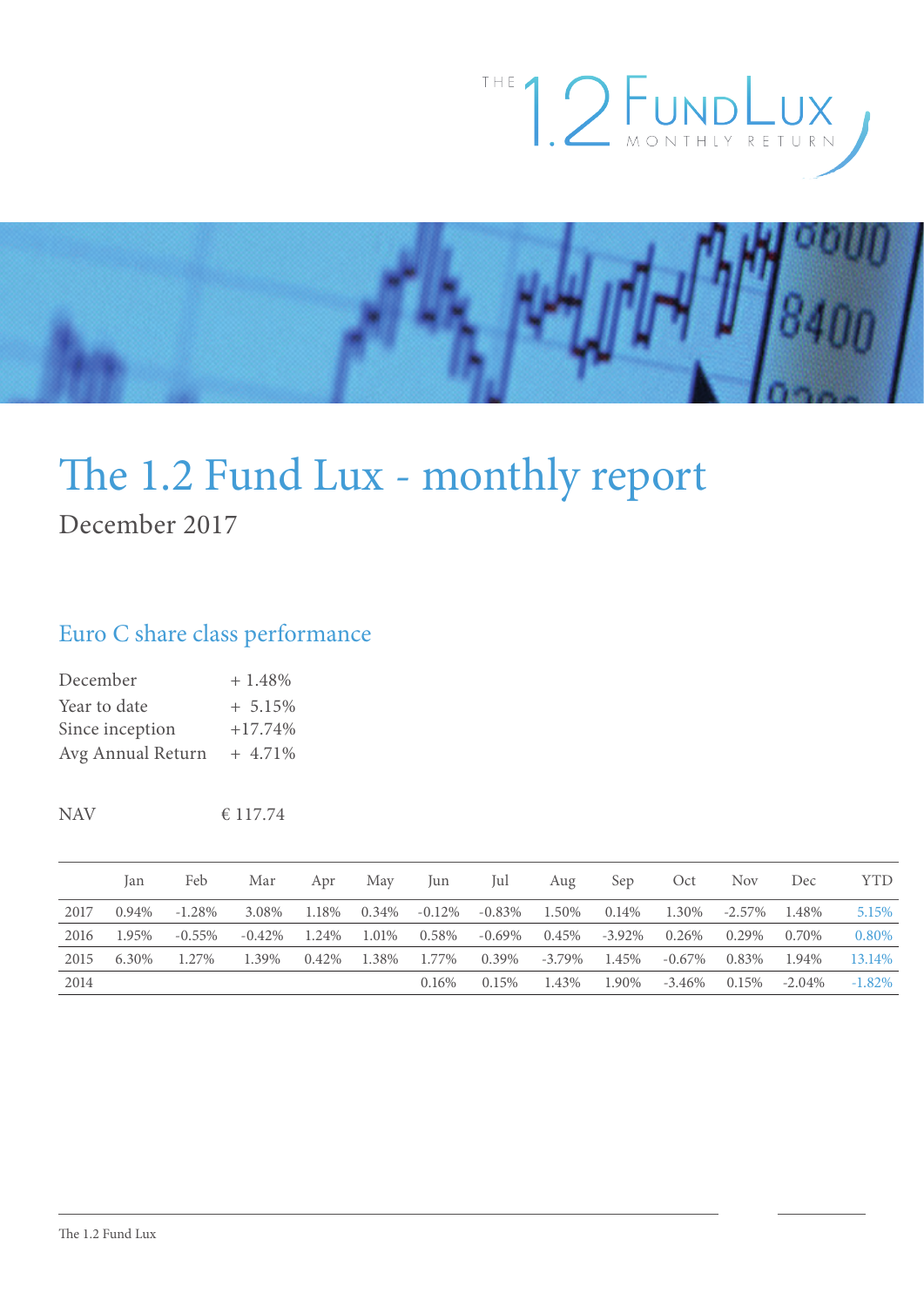# The 1.2 Fund Lux - monthly report

December 2017

## Euro C share class performance

| | |
|---|---|
| December | + 1.48% |
| Year to date | + 5.15% |
| Since inception | +17.74% |
| Avg Annual Return | + 4.71% |

NAV € 117.74

| | Jan | Feb | Mar | Apr | May | Jun | Jul | Aug | Sep | Oct | Nov | Dec | YTD |
|---|---|---|---|---|---|---|---|---|---|---|---|---|---|
| 2017 | 0.94% | -1.28% | 3.08% | 1.18% | 0.34% | -0.12% | -0.83% | 1.50% | 0.14% | 1.30% | -2.57% | 1.48% | 5.15% |
| 2016 | 1.95% | -0.55% | -0.42% | 1.24% | 1.01% | 0.58% | -0.69% | 0.45% | -3.92% | 0.26% | 0.29% | 0.70% | 0.80% |
| 2015 | 6.30% | 1.27% | 1.39% | 0.42% | 1.38% | 1.77% | 0.39% | -3.79% | 1.45% | -0.67% | 0.83% | 1.94% | 13.14% |
| 2014 | | | | | | 0.16% | 0.15% | 1.43% | 1.90% | -3.46% | 0.15% | -2.04% | -1.82% |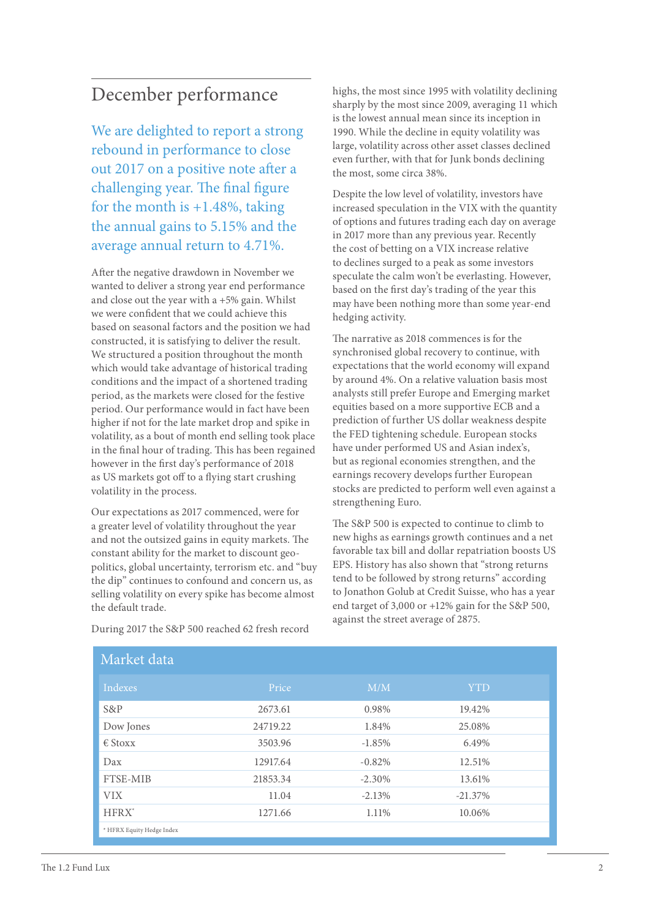## December performance

We are delighted to report a strong rebound in performance to close out 2017 on a positive note after a challenging year. The final figure for the month is +1.48%, taking the annual gains to 5.15% and the average annual return to 4.71%.

After the negative drawdown in November we wanted to deliver a strong year end performance and close out the year with a +5% gain. Whilst we were confident that we could achieve this based on seasonal factors and the position we had constructed, it is satisfying to deliver the result. We structured a position throughout the month which would take advantage of historical trading conditions and the impact of a shortened trading period, as the markets were closed for the festive period. Our performance would in fact have been higher if not for the late market drop and spike in volatility, as a bout of month end selling took place in the final hour of trading. This has been regained however in the first day's performance of 2018 as US markets got off to a flying start crushing volatility in the process.

Our expectations as 2017 commenced, were for a greater level of volatility throughout the year and not the outsized gains in equity markets. The constant ability for the market to discount geo-politics, global uncertainty, terrorism etc. and "buy the dip" continues to confound and concern us, as selling volatility on every spike has become almost the default trade.

During 2017 the S&P 500 reached 62 fresh record highs, the most since 1995 with volatility declining sharply by the most since 2009, averaging 11 which is the lowest annual mean since its inception in 1990. While the decline in equity volatility was large, volatility across other asset classes declined even further, with that for Junk bonds declining the most, some circa 38%.

Despite the low level of volatility, investors have increased speculation in the VIX with the quantity of options and futures trading each day on average in 2017 more than any previous year. Recently the cost of betting on a VIX increase relative to declines surged to a peak as some investors speculate the calm won't be everlasting. However, based on the first day's trading of the year this may have been nothing more than some year-end hedging activity.

The narrative as 2018 commences is for the synchronised global recovery to continue, with expectations that the world economy will expand by around 4%. On a relative valuation basis most analysts still prefer Europe and Emerging market equities based on a more supportive ECB and a prediction of further US dollar weakness despite the FED tightening schedule. European stocks have under performed US and Asian index's, but as regional economies strengthen, and the earnings recovery develops further European stocks are predicted to perform well even against a strengthening Euro.

The S&P 500 is expected to continue to climb to new highs as earnings growth continues and a net favorable tax bill and dollar repatriation boosts US EPS. History has also shown that "strong returns tend to be followed by strong returns" according to Jonathon Golub at Credit Suisse, who has a year end target of 3,000 or +12% gain for the S&P 500, against the street average of 2875.

### Market data

| Indexes | Price | M/M | YTD |
|---|---|---|---|
| S&P | 2673.61 | 0.98% | 19.42% |
| Dow Jones | 24719.22 | 1.84% | 25.08% |
| € Stoxx | 3503.96 | -1.85% | 6.49% |
| Dax | 12917.64 | -0.82% | 12.51% |
| FTSE-MIB | 21853.34 | -2.30% | 13.61% |
| VIX | 11.04 | -2.13% | -21.37% |
| HFRX* | 1271.66 | 1.11% | 10.06% |

\* HFRX Equity Hedge Index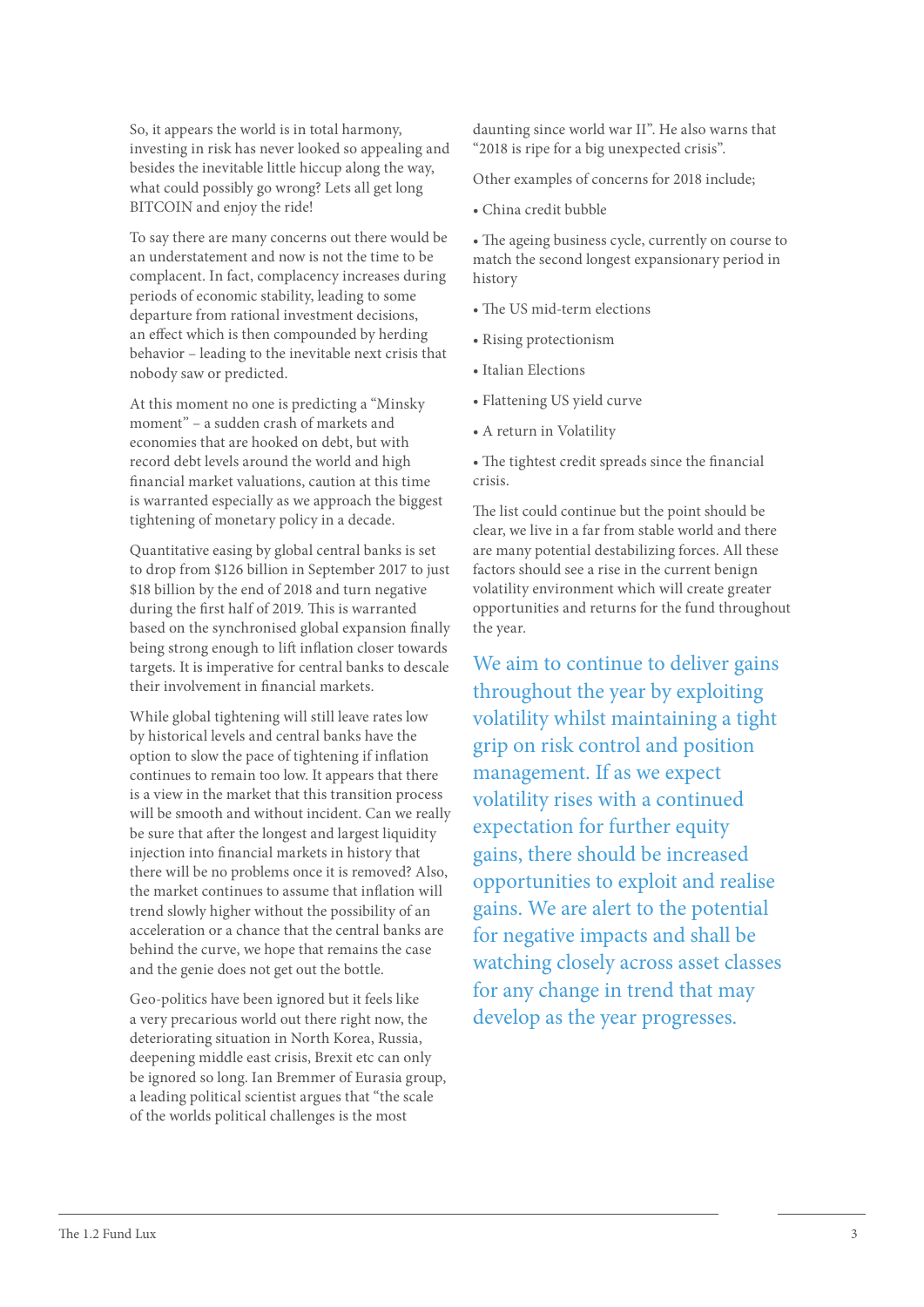So, it appears the world is in total harmony, investing in risk has never looked so appealing and besides the inevitable little hiccup along the way, what could possibly go wrong? Lets all get long BITCOIN and enjoy the ride!

To say there are many concerns out there would be an understatement and now is not the time to be complacent. In fact, complacency increases during periods of economic stability, leading to some departure from rational investment decisions, an effect which is then compounded by herding behavior – leading to the inevitable next crisis that nobody saw or predicted.

At this moment no one is predicting a "Minsky moment" – a sudden crash of markets and economies that are hooked on debt, but with record debt levels around the world and high financial market valuations, caution at this time is warranted especially as we approach the biggest tightening of monetary policy in a decade.

Quantitative easing by global central banks is set to drop from $126 billion in September 2017 to just $18 billion by the end of 2018 and turn negative during the first half of 2019. This is warranted based on the synchronised global expansion finally being strong enough to lift inflation closer towards targets. It is imperative for central banks to descale their involvement in financial markets.

While global tightening will still leave rates low by historical levels and central banks have the option to slow the pace of tightening if inflation continues to remain too low. It appears that there is a view in the market that this transition process will be smooth and without incident. Can we really be sure that after the longest and largest liquidity injection into financial markets in history that there will be no problems once it is removed? Also, the market continues to assume that inflation will trend slowly higher without the possibility of an acceleration or a chance that the central banks are behind the curve, we hope that remains the case and the genie does not get out the bottle.

Geo-politics have been ignored but it feels like a very precarious world out there right now, the deteriorating situation in North Korea, Russia, deepening middle east crisis, Brexit etc can only be ignored so long. Ian Bremmer of Eurasia group, a leading political scientist argues that "the scale of the worlds political challenges is the most daunting since world war II". He also warns that "2018 is ripe for a big unexpected crisis".

Other examples of concerns for 2018 include;

- China credit bubble
- The ageing business cycle, currently on course to match the second longest expansionary period in history
- The US mid-term elections
- Rising protectionism
- Italian Elections
- Flattening US yield curve
- A return in Volatility
- The tightest credit spreads since the financial crisis.

The list could continue but the point should be clear, we live in a far from stable world and there are many potential destabilizing forces. All these factors should see a rise in the current benign volatility environment which will create greater opportunities and returns for the fund throughout the year.

We aim to continue to deliver gains throughout the year by exploiting volatility whilst maintaining a tight grip on risk control and position management. If as we expect volatility rises with a continued expectation for further equity gains, there should be increased opportunities to exploit and realise gains. We are alert to the potential for negative impacts and shall be watching closely across asset classes for any change in trend that may develop as the year progresses.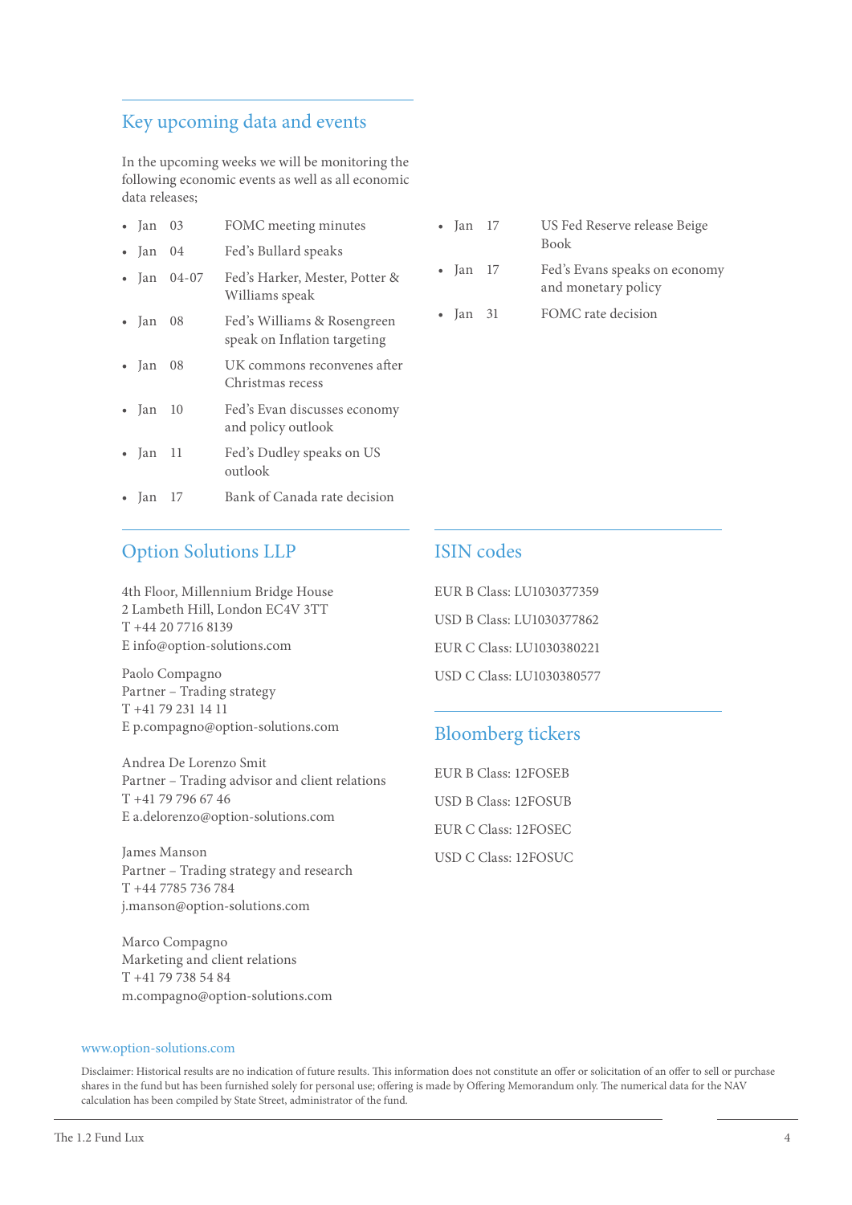## Key upcoming data and events

In the upcoming weeks we will be monitoring the following economic events as well as all economic data releases;

- Jan 03 FOMC meeting minutes
- Jan 04 Fed's Bullard speaks
- Jan 04-07 Fed's Harker, Mester, Potter & Williams speak
- Jan 08 Fed's Williams & Rosengreen speak on Inflation targeting
- Jan 08 UK commons reconvenes after Christmas recess
- Jan 10 Fed's Evan discusses economy and policy outlook
- Jan 11 Fed's Dudley speaks on US outlook
- Jan 17 Bank of Canada rate decision
- Jan 17 US Fed Reserve release Beige Book
- Jan 17 Fed's Evans speaks on economy and monetary policy
- Jan 31 FOMC rate decision

## Option Solutions LLP

4th Floor, Millennium Bridge House
2 Lambeth Hill, London EC4V 3TT
T +44 20 7716 8139
E info@option-solutions.com

Paolo Compagno
Partner – Trading strategy
T +41 79 231 14 11
E p.compagno@option-solutions.com

Andrea De Lorenzo Smit
Partner – Trading advisor and client relations
T +41 79 796 67 46
E a.delorenzo@option-solutions.com

James Manson
Partner – Trading strategy and research
T +44 7785 736 784
j.manson@option-solutions.com

Marco Compagno
Marketing and client relations
T +41 79 738 54 84
m.compagno@option-solutions.com

## ISIN codes

EUR B Class: LU1030377359

USD B Class: LU1030377862

EUR C Class: LU1030380221

USD C Class: LU1030380577

## Bloomberg tickers

EUR B Class: 12FOSEB

USD B Class: 12FOSUB

EUR C Class: 12FOSEC

USD C Class: 12FOSUC

www.option-solutions.com

Disclaimer: Historical results are no indication of future results. This information does not constitute an offer or solicitation of an offer to sell or purchase shares in the fund but has been furnished solely for personal use; offering is made by Offering Memorandum only. The numerical data for the NAV calculation has been compiled by State Street, administrator of the fund.